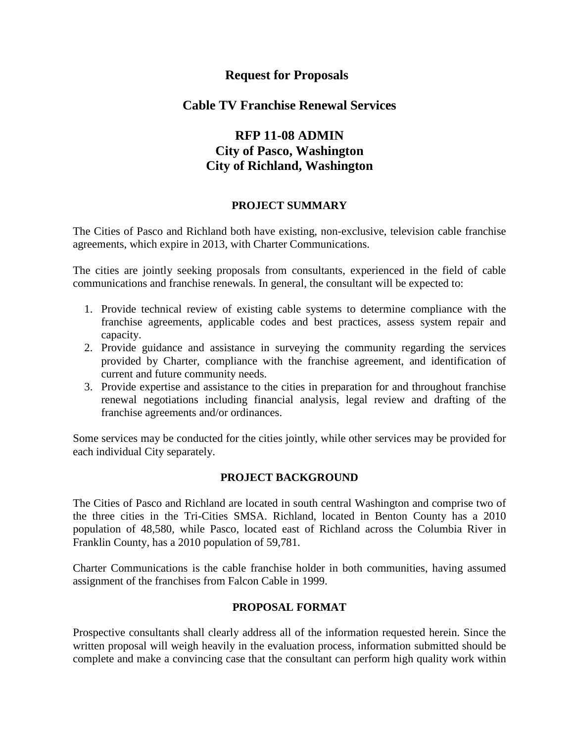# Request for Proposals

# Cable TV Franchise Renewal Services

# RFP 11-08 ADMIN
# City of Pasco, Washington
# City of Richland, Washington

## PROJECT SUMMARY

The Cities of Pasco and Richland both have existing, non-exclusive, television cable franchise agreements, which expire in 2013, with Charter Communications.

The cities are jointly seeking proposals from consultants, experienced in the field of cable communications and franchise renewals. In general, the consultant will be expected to:

1. Provide technical review of existing cable systems to determine compliance with the franchise agreements, applicable codes and best practices, assess system repair and capacity.
2. Provide guidance and assistance in surveying the community regarding the services provided by Charter, compliance with the franchise agreement, and identification of current and future community needs.
3. Provide expertise and assistance to the cities in preparation for and throughout franchise renewal negotiations including financial analysis, legal review and drafting of the franchise agreements and/or ordinances.

Some services may be conducted for the cities jointly, while other services may be provided for each individual City separately.

## PROJECT BACKGROUND

The Cities of Pasco and Richland are located in south central Washington and comprise two of the three cities in the Tri-Cities SMSA. Richland, located in Benton County has a 2010 population of 48,580, while Pasco, located east of Richland across the Columbia River in Franklin County, has a 2010 population of 59,781.

Charter Communications is the cable franchise holder in both communities, having assumed assignment of the franchises from Falcon Cable in 1999.

## PROPOSAL FORMAT

Prospective consultants shall clearly address all of the information requested herein. Since the written proposal will weigh heavily in the evaluation process, information submitted should be complete and make a convincing case that the consultant can perform high quality work within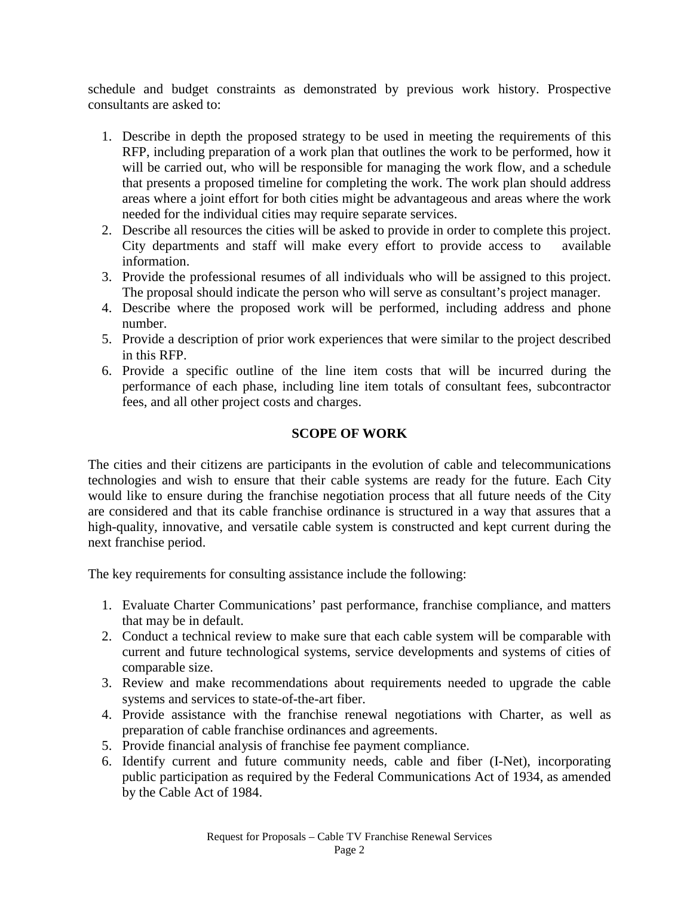schedule and budget constraints as demonstrated by previous work history. Prospective consultants are asked to:

1. Describe in depth the proposed strategy to be used in meeting the requirements of this RFP, including preparation of a work plan that outlines the work to be performed, how it will be carried out, who will be responsible for managing the work flow, and a schedule that presents a proposed timeline for completing the work. The work plan should address areas where a joint effort for both cities might be advantageous and areas where the work needed for the individual cities may require separate services.
2. Describe all resources the cities will be asked to provide in order to complete this project. City departments and staff will make every effort to provide access to available information.
3. Provide the professional resumes of all individuals who will be assigned to this project. The proposal should indicate the person who will serve as consultant's project manager.
4. Describe where the proposed work will be performed, including address and phone number.
5. Provide a description of prior work experiences that were similar to the project described in this RFP.
6. Provide a specific outline of the line item costs that will be incurred during the performance of each phase, including line item totals of consultant fees, subcontractor fees, and all other project costs and charges.

## SCOPE OF WORK

The cities and their citizens are participants in the evolution of cable and telecommunications technologies and wish to ensure that their cable systems are ready for the future. Each City would like to ensure during the franchise negotiation process that all future needs of the City are considered and that its cable franchise ordinance is structured in a way that assures that a high-quality, innovative, and versatile cable system is constructed and kept current during the next franchise period.

The key requirements for consulting assistance include the following:

1. Evaluate Charter Communications' past performance, franchise compliance, and matters that may be in default.
2. Conduct a technical review to make sure that each cable system will be comparable with current and future technological systems, service developments and systems of cities of comparable size.
3. Review and make recommendations about requirements needed to upgrade the cable systems and services to state-of-the-art fiber.
4. Provide assistance with the franchise renewal negotiations with Charter, as well as preparation of cable franchise ordinances and agreements.
5. Provide financial analysis of franchise fee payment compliance.
6. Identify current and future community needs, cable and fiber (I-Net), incorporating public participation as required by the Federal Communications Act of 1934, as amended by the Cable Act of 1984.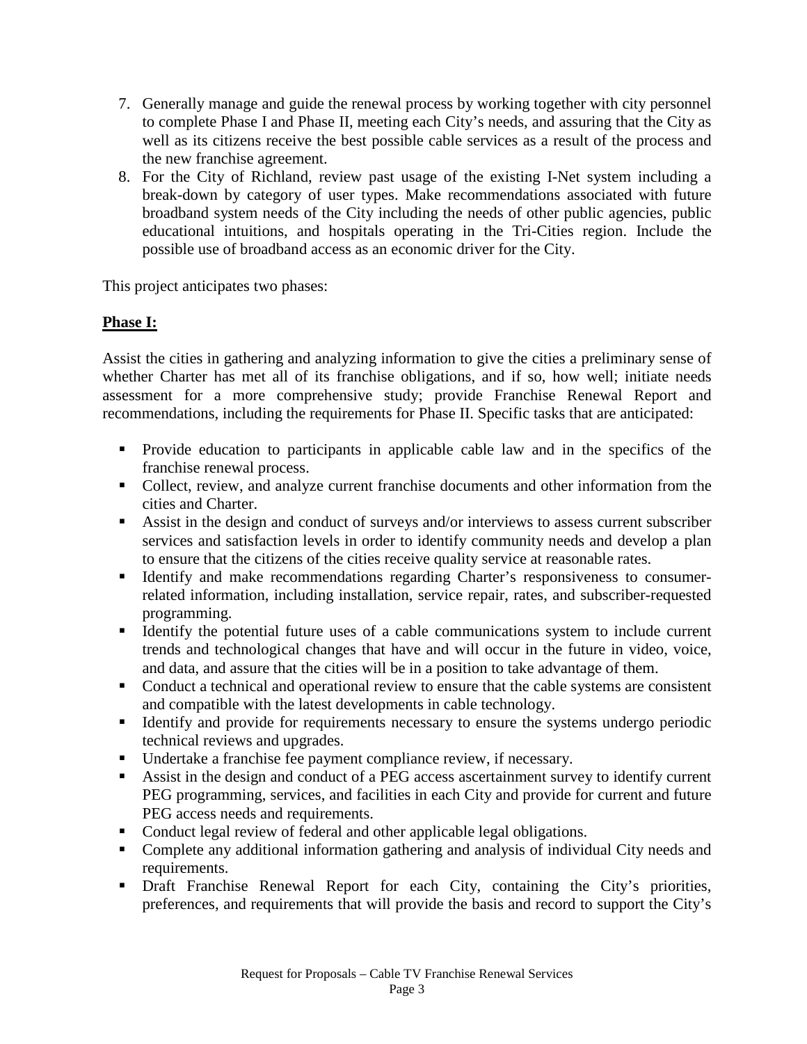7. Generally manage and guide the renewal process by working together with city personnel to complete Phase I and Phase II, meeting each City's needs, and assuring that the City as well as its citizens receive the best possible cable services as a result of the process and the new franchise agreement.
8. For the City of Richland, review past usage of the existing I-Net system including a break-down by category of user types. Make recommendations associated with future broadband system needs of the City including the needs of other public agencies, public educational intuitions, and hospitals operating in the Tri-Cities region. Include the possible use of broadband access as an economic driver for the City.

This project anticipates two phases:

**Phase I:**

Assist the cities in gathering and analyzing information to give the cities a preliminary sense of whether Charter has met all of its franchise obligations, and if so, how well; initiate needs assessment for a more comprehensive study; provide Franchise Renewal Report and recommendations, including the requirements for Phase II. Specific tasks that are anticipated:

- Provide education to participants in applicable cable law and in the specifics of the franchise renewal process.
- Collect, review, and analyze current franchise documents and other information from the cities and Charter.
- Assist in the design and conduct of surveys and/or interviews to assess current subscriber services and satisfaction levels in order to identify community needs and develop a plan to ensure that the citizens of the cities receive quality service at reasonable rates.
- Identify and make recommendations regarding Charter's responsiveness to consumer-related information, including installation, service repair, rates, and subscriber-requested programming.
- Identify the potential future uses of a cable communications system to include current trends and technological changes that have and will occur in the future in video, voice, and data, and assure that the cities will be in a position to take advantage of them.
- Conduct a technical and operational review to ensure that the cable systems are consistent and compatible with the latest developments in cable technology.
- Identify and provide for requirements necessary to ensure the systems undergo periodic technical reviews and upgrades.
- Undertake a franchise fee payment compliance review, if necessary.
- Assist in the design and conduct of a PEG access ascertainment survey to identify current PEG programming, services, and facilities in each City and provide for current and future PEG access needs and requirements.
- Conduct legal review of federal and other applicable legal obligations.
- Complete any additional information gathering and analysis of individual City needs and requirements.
- Draft Franchise Renewal Report for each City, containing the City's priorities, preferences, and requirements that will provide the basis and record to support the City's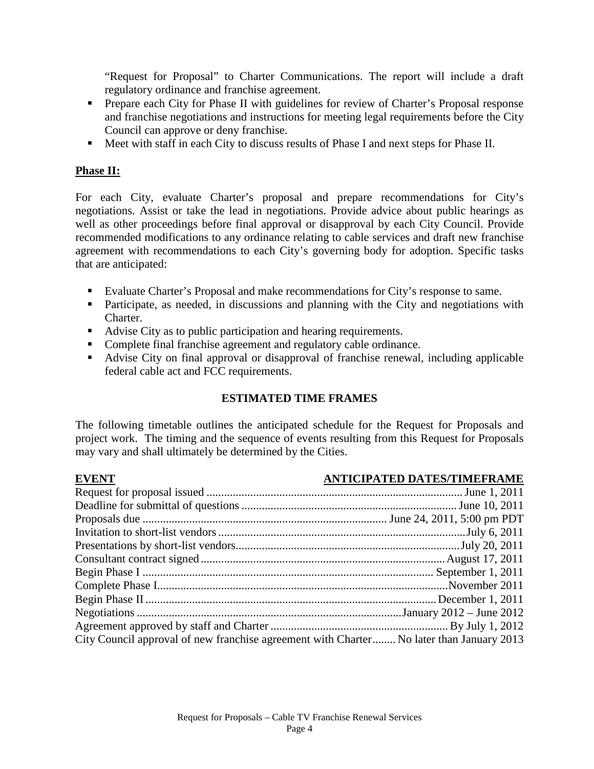"Request for Proposal" to Charter Communications. The report will include a draft regulatory ordinance and franchise agreement.

- Prepare each City for Phase II with guidelines for review of Charter's Proposal response and franchise negotiations and instructions for meeting legal requirements before the City Council can approve or deny franchise.
- Meet with staff in each City to discuss results of Phase I and next steps for Phase II.

**Phase II:**

For each City, evaluate Charter's proposal and prepare recommendations for City's negotiations. Assist or take the lead in negotiations. Provide advice about public hearings as well as other proceedings before final approval or disapproval by each City Council. Provide recommended modifications to any ordinance relating to cable services and draft new franchise agreement with recommendations to each City's governing body for adoption. Specific tasks that are anticipated:

- Evaluate Charter's Proposal and make recommendations for City's response to same.
- Participate, as needed, in discussions and planning with the City and negotiations with Charter.
- Advise City as to public participation and hearing requirements.
- Complete final franchise agreement and regulatory cable ordinance.
- Advise City on final approval or disapproval of franchise renewal, including applicable federal cable act and FCC requirements.

## ESTIMATED TIME FRAMES

The following timetable outlines the anticipated schedule for the Request for Proposals and project work. The timing and the sequence of events resulting from this Request for Proposals may vary and shall ultimately be determined by the Cities.

| EVENT | ANTICIPATED DATES/TIMEFRAME |
|---|---|
| Request for proposal issued | June 1, 2011 |
| Deadline for submittal of questions | June 10, 2011 |
| Proposals due | June 24, 2011, 5:00 pm PDT |
| Invitation to short-list vendors | July 6, 2011 |
| Presentations by short-list vendors | July 20, 2011 |
| Consultant contract signed | August 17, 2011 |
| Begin Phase I | September 1, 2011 |
| Complete Phase I | November 2011 |
| Begin Phase II | December 1, 2011 |
| Negotiations | January 2012 – June 2012 |
| Agreement approved by staff and Charter | By July 1, 2012 |
| City Council approval of new franchise agreement with Charter | No later than January 2013 |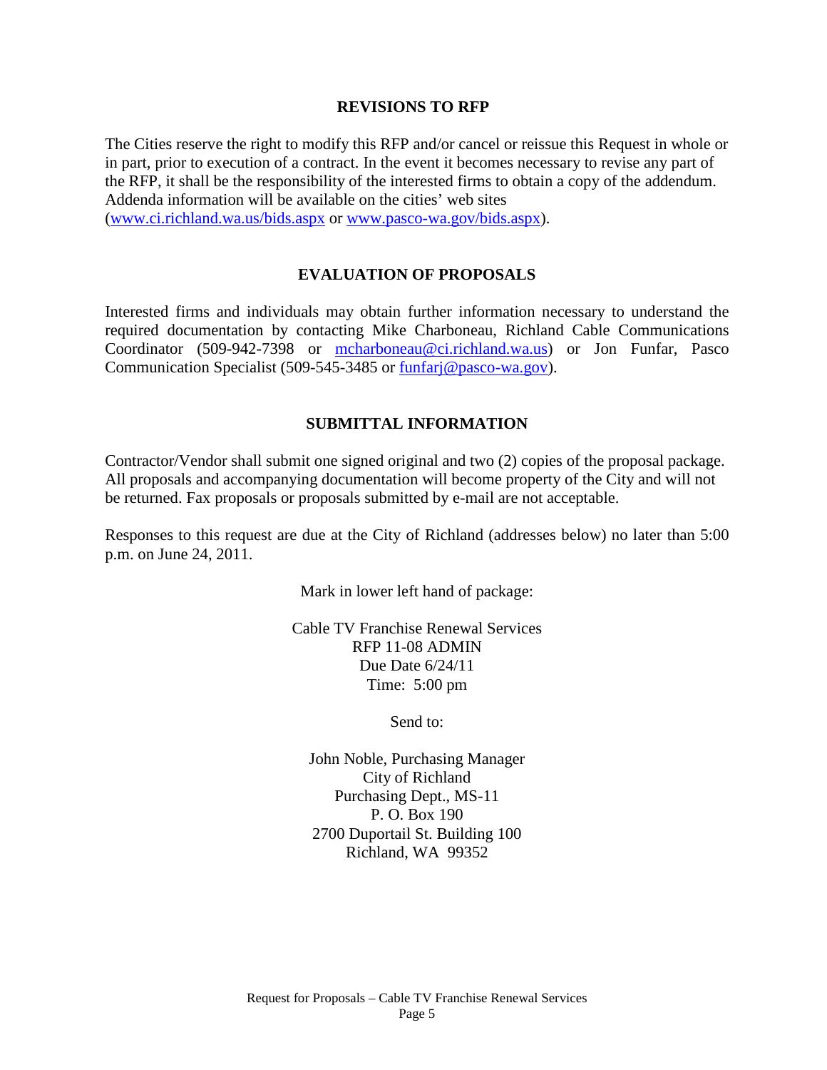## REVISIONS TO RFP

The Cities reserve the right to modify this RFP and/or cancel or reissue this Request in whole or in part, prior to execution of a contract. In the event it becomes necessary to revise any part of the RFP, it shall be the responsibility of the interested firms to obtain a copy of the addendum. Addenda information will be available on the cities' web sites (www.ci.richland.wa.us/bids.aspx or www.pasco-wa.gov/bids.aspx).

## EVALUATION OF PROPOSALS

Interested firms and individuals may obtain further information necessary to understand the required documentation by contacting Mike Charboneau, Richland Cable Communications Coordinator (509-942-7398 or mcharboneau@ci.richland.wa.us) or Jon Funfar, Pasco Communication Specialist (509-545-3485 or funfarj@pasco-wa.gov).

## SUBMITTAL INFORMATION

Contractor/Vendor shall submit one signed original and two (2) copies of the proposal package. All proposals and accompanying documentation will become property of the City and will not be returned. Fax proposals or proposals submitted by e-mail are not acceptable.

Responses to this request are due at the City of Richland (addresses below) no later than 5:00 p.m. on June 24, 2011.

Mark in lower left hand of package:

Cable TV Franchise Renewal Services
RFP 11-08 ADMIN
Due Date 6/24/11
Time: 5:00 pm

Send to:

John Noble, Purchasing Manager
City of Richland
Purchasing Dept., MS-11
P. O. Box 190
2700 Duportail St. Building 100
Richland, WA 99352